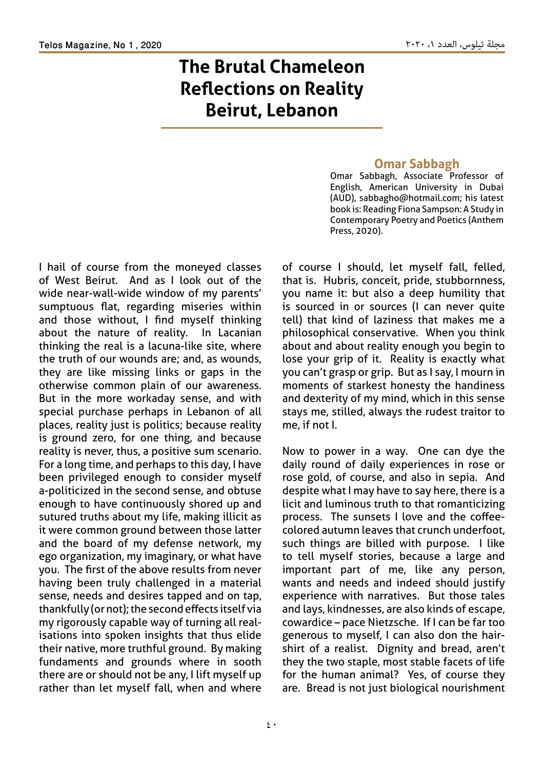# The Brutal Chameleon Reflections on Reality Beirut, Lebanon

**Omar Sabbagh**

Omar Sabbagh, Associate Professor of English, American University in Dubai (AUD), sabbagho@hotmail.com; his latest book is: Reading Fiona Sampson: A Study in Contemporary Poetry and Poetics (Anthem Press, 2020).

I hail of course from the moneyed classes of West Beirut. And as I look out of the wide near-wall-wide window of my parents' sumptuous flat, regarding miseries within and those without, I find myself thinking about the nature of reality. In Lacanian thinking the real is a lacuna-like site, where the truth of our wounds are; and, as wounds, they are like missing links or gaps in the otherwise common plain of our awareness. But in the more workaday sense, and with special purchase perhaps in Lebanon of all places, reality just is politics; because reality is ground zero, for one thing, and because reality is never, thus, a positive sum scenario. For a long time, and perhaps to this day, I have been privileged enough to consider myself a-politicized in the second sense, and obtuse enough to have continuously shored up and sutured truths about my life, making illicit as it were common ground between those latter and the board of my defense network, my ego organization, my imaginary, or what have you. The first of the above results from never having been truly challenged in a material sense, needs and desires tapped and on tap, thankfully (or not); the second effects itself via my rigorously capable way of turning all real-isations into spoken insights that thus elide their native, more truthful ground. By making fundaments and grounds where in sooth there are or should not be any, I lift myself up rather than let myself fall, when and where of course I should, let myself fall, felled, that is. Hubris, conceit, pride, stubbornness, you name it: but also a deep humility that is sourced in or sources (I can never quite tell) that kind of laziness that makes me a philosophical conservative. When you think about and about reality enough you begin to lose your grip of it. Reality is exactly what you can't grasp or grip. But as I say, I mourn in moments of starkest honesty the handiness and dexterity of my mind, which in this sense stays me, stilled, always the rudest traitor to me, if not I.

Now to power in a way. One can dye the daily round of daily experiences in rose or rose gold, of course, and also in sepia. And despite what I may have to say here, there is a licit and luminous truth to that romanticizing process. The sunsets I love and the coffee-colored autumn leaves that crunch underfoot, such things are billed with purpose. I like to tell myself stories, because a large and important part of me, like any person, wants and needs and indeed should justify experience with narratives. But those tales and lays, kindnesses, are also kinds of escape, cowardice – pace Nietzsche. If I can be far too generous to myself, I can also don the hair-shirt of a realist. Dignity and bread, aren't they the two staple, most stable facets of life for the human animal? Yes, of course they are. Bread is not just biological nourishment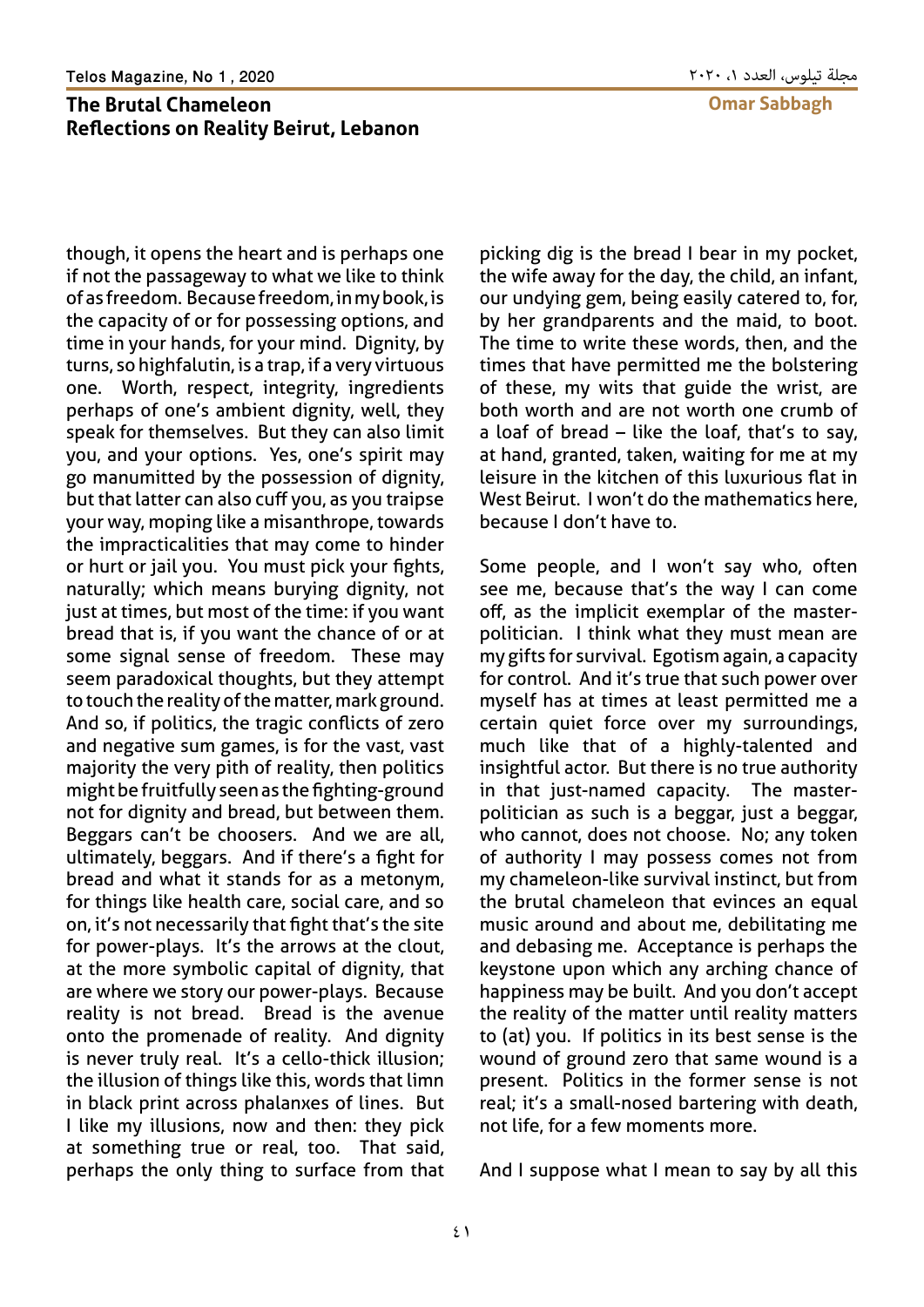though, it opens the heart and is perhaps one if not the passageway to what we like to think of as freedom. Because freedom, in my book, is the capacity of or for possessing options, and time in your hands, for your mind. Dignity, by turns, so highfalutin, is a trap, if a very virtuous one. Worth, respect, integrity, ingredients perhaps of one's ambient dignity, well, they speak for themselves. But they can also limit you, and your options. Yes, one's spirit may go manumitted by the possession of dignity, but that latter can also cuff you, as you traipse your way, moping like a misanthrope, towards the impracticalities that may come to hinder or hurt or jail you. You must pick your fights, naturally; which means burying dignity, not just at times, but most of the time: if you want bread that is, if you want the chance of or at some signal sense of freedom. These may seem paradoxical thoughts, but they attempt to touch the reality of the matter, mark ground. And so, if politics, the tragic conflicts of zero and negative sum games, is for the vast, vast majority the very pith of reality, then politics might be fruitfully seen as the fighting-ground not for dignity and bread, but between them. Beggars can't be choosers. And we are all, ultimately, beggars. And if there's a fight for bread and what it stands for as a metonym, for things like health care, social care, and so on, it's not necessarily that fight that's the site for power-plays. It's the arrows at the clout, at the more symbolic capital of dignity, that are where we story our power-plays. Because reality is not bread. Bread is the avenue onto the promenade of reality. And dignity is never truly real. It's a cello-thick illusion; the illusion of things like this, words that limn in black print across phalanxes of lines. But I like my illusions, now and then: they pick at something true or real, too. That said, perhaps the only thing to surface from that picking dig is the bread I bear in my pocket, the wife away for the day, the child, an infant, our undying gem, being easily catered to, for, by her grandparents and the maid, to boot. The time to write these words, then, and the times that have permitted me the bolstering of these, my wits that guide the wrist, are both worth and are not worth one crumb of a loaf of bread – like the loaf, that's to say, at hand, granted, taken, waiting for me at my leisure in the kitchen of this luxurious flat in West Beirut. I won't do the mathematics here, because I don't have to.

Some people, and I won't say who, often see me, because that's the way I can come off, as the implicit exemplar of the master-politician. I think what they must mean are my gifts for survival. Egotism again, a capacity for control. And it's true that such power over myself has at times at least permitted me a certain quiet force over my surroundings, much like that of a highly-talented and insightful actor. But there is no true authority in that just-named capacity. The master-politician as such is a beggar, just a beggar, who cannot, does not choose. No; any token of authority I may possess comes not from my chameleon-like survival instinct, but from the brutal chameleon that evinces an equal music around and about me, debilitating me and debasing me. Acceptance is perhaps the keystone upon which any arching chance of happiness may be built. And you don't accept the reality of the matter until reality matters to (at) you. If politics in its best sense is the wound of ground zero that same wound is a present. Politics in the former sense is not real; it's a small-nosed bartering with death, not life, for a few moments more.

And I suppose what I mean to say by all this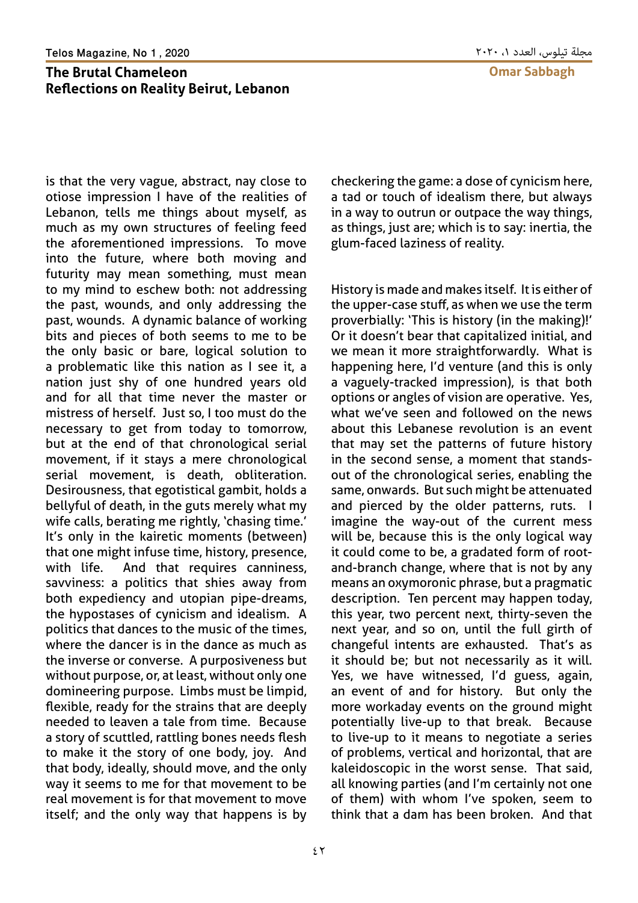is that the very vague, abstract, nay close to otiose impression I have of the realities of Lebanon, tells me things about myself, as much as my own structures of feeling feed the aforementioned impressions. To move into the future, where both moving and futurity may mean something, must mean to my mind to eschew both: not addressing the past, wounds, and only addressing the past, wounds. A dynamic balance of working bits and pieces of both seems to me to be the only basic or bare, logical solution to a problematic like this nation as I see it, a nation just shy of one hundred years old and for all that time never the master or mistress of herself. Just so, I too must do the necessary to get from today to tomorrow, but at the end of that chronological serial movement, if it stays a mere chronological serial movement, is death, obliteration. Desirousness, that egotistical gambit, holds a bellyful of death, in the guts merely what my wife calls, berating me rightly, 'chasing time.' It's only in the kairetic moments (between) that one might infuse time, history, presence, with life. And that requires canniness, savviness: a politics that shies away from both expediency and utopian pipe-dreams, the hypostases of cynicism and idealism. A politics that dances to the music of the times, where the dancer is in the dance as much as the inverse or converse. A purposiveness but without purpose, or, at least, without only one domineering purpose. Limbs must be limpid, flexible, ready for the strains that are deeply needed to leaven a tale from time. Because a story of scuttled, rattling bones needs flesh to make it the story of one body, joy. And that body, ideally, should move, and the only way it seems to me for that movement to be real movement is for that movement to move itself; and the only way that happens is by checkering the game: a dose of cynicism here, a tad or touch of idealism there, but always in a way to outrun or outpace the way things, as things, just are; which is to say: inertia, the glum-faced laziness of reality.

History is made and makes itself. It is either of the upper-case stuff, as when we use the term proverbially: 'This is history (in the making)!' Or it doesn't bear that capitalized initial, and we mean it more straightforwardly. What is happening here, I'd venture (and this is only a vaguely-tracked impression), is that both options or angles of vision are operative. Yes, what we've seen and followed on the news about this Lebanese revolution is an event that may set the patterns of future history in the second sense, a moment that stands-out of the chronological series, enabling the same, onwards. But such might be attenuated and pierced by the older patterns, ruts. I imagine the way-out of the current mess will be, because this is the only logical way it could come to be, a gradated form of root-and-branch change, where that is not by any means an oxymoronic phrase, but a pragmatic description. Ten percent may happen today, this year, two percent next, thirty-seven the next year, and so on, until the full girth of changeful intents are exhausted. That's as it should be; but not necessarily as it will. Yes, we have witnessed, I'd guess, again, an event of and for history. But only the more workaday events on the ground might potentially live-up to that break. Because to live-up to it means to negotiate a series of problems, vertical and horizontal, that are kaleidoscopic in the worst sense. That said, all knowing parties (and I'm certainly not one of them) with whom I've spoken, seem to think that a dam has been broken. And that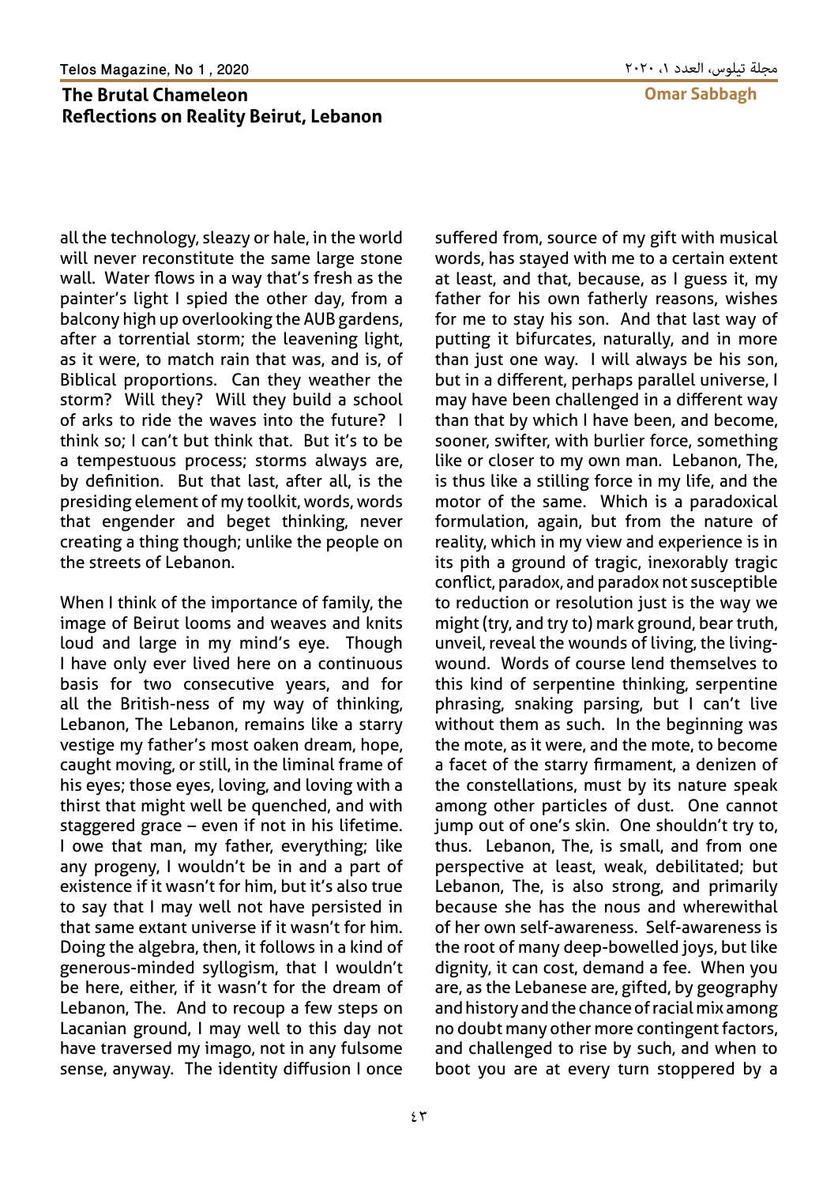all the technology, sleazy or hale, in the world will never reconstitute the same large stone wall. Water flows in a way that's fresh as the painter's light I spied the other day, from a balcony high up overlooking the AUB gardens, after a torrential storm; the leavening light, as it were, to match rain that was, and is, of Biblical proportions. Can they weather the storm? Will they? Will they build a school of arks to ride the waves into the future? I think so; I can't but think that. But it's to be a tempestuous process; storms always are, by definition. But that last, after all, is the presiding element of my toolkit, words, words that engender and beget thinking, never creating a thing though; unlike the people on the streets of Lebanon.

When I think of the importance of family, the image of Beirut looms and weaves and knits loud and large in my mind's eye. Though I have only ever lived here on a continuous basis for two consecutive years, and for all the British-ness of my way of thinking, Lebanon, The Lebanon, remains like a starry vestige my father's most oaken dream, hope, caught moving, or still, in the liminal frame of his eyes; those eyes, loving, and loving with a thirst that might well be quenched, and with staggered grace – even if not in his lifetime. I owe that man, my father, everything; like any progeny, I wouldn't be in and a part of existence if it wasn't for him, but it's also true to say that I may well not have persisted in that same extant universe if it wasn't for him. Doing the algebra, then, it follows in a kind of generous-minded syllogism, that I wouldn't be here, either, if it wasn't for the dream of Lebanon, The. And to recoup a few steps on Lacanian ground, I may well to this day not have traversed my imago, not in any fulsome sense, anyway. The identity diffusion I once suffered from, source of my gift with musical words, has stayed with me to a certain extent at least, and that, because, as I guess it, my father for his own fatherly reasons, wishes for me to stay his son. And that last way of putting it bifurcates, naturally, and in more than just one way. I will always be his son, but in a different, perhaps parallel universe, I may have been challenged in a different way than that by which I have been, and become, sooner, swifter, with burlier force, something like or closer to my own man. Lebanon, The, is thus like a stilling force in my life, and the motor of the same. Which is a paradoxical formulation, again, but from the nature of reality, which in my view and experience is in its pith a ground of tragic, inexorably tragic conflict, paradox, and paradox not susceptible to reduction or resolution just is the way we might (try, and try to) mark ground, bear truth, unveil, reveal the wounds of living, the living-wound. Words of course lend themselves to this kind of serpentine thinking, serpentine phrasing, snaking parsing, but I can't live without them as such. In the beginning was the mote, as it were, and the mote, to become a facet of the starry firmament, a denizen of the constellations, must by its nature speak among other particles of dust. One cannot jump out of one's skin. One shouldn't try to, thus. Lebanon, The, is small, and from one perspective at least, weak, debilitated; but Lebanon, The, is also strong, and primarily because she has the nous and wherewithal of her own self-awareness. Self-awareness is the root of many deep-bowelled joys, but like dignity, it can cost, demand a fee. When you are, as the Lebanese are, gifted, by geography and history and the chance of racial mix among no doubt many other more contingent factors, and challenged to rise by such, and when to boot you are at every turn stoppered by a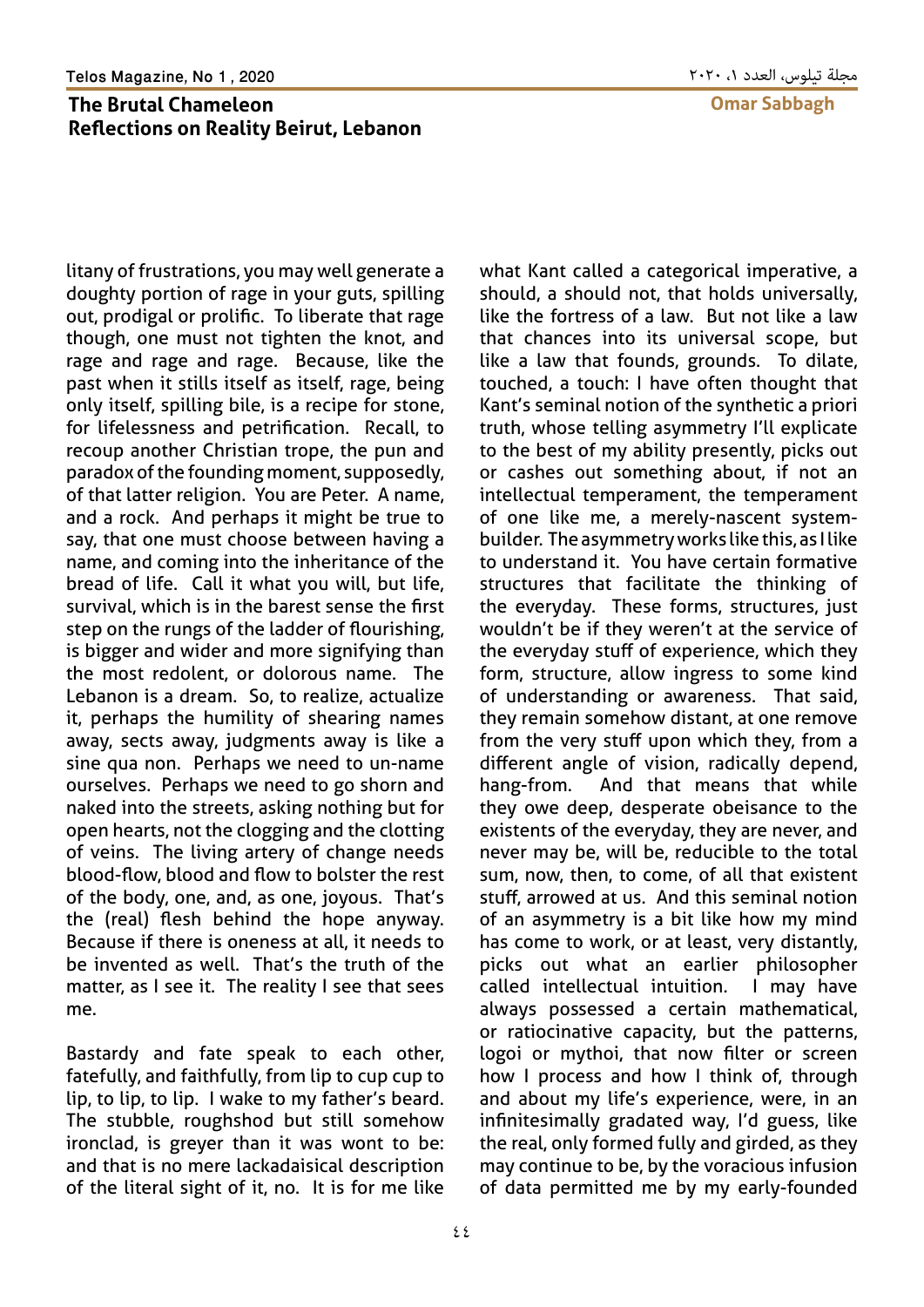litany of frustrations, you may well generate a doughty portion of rage in your guts, spilling out, prodigal or prolific. To liberate that rage though, one must not tighten the knot, and rage and rage and rage. Because, like the past when it stills itself as itself, rage, being only itself, spilling bile, is a recipe for stone, for lifelessness and petrification. Recall, to recoup another Christian trope, the pun and paradox of the founding moment, supposedly, of that latter religion. You are Peter. A name, and a rock. And perhaps it might be true to say, that one must choose between having a name, and coming into the inheritance of the bread of life. Call it what you will, but life, survival, which is in the barest sense the first step on the rungs of the ladder of flourishing, is bigger and wider and more signifying than the most redolent, or dolorous name. The Lebanon is a dream. So, to realize, actualize it, perhaps the humility of shearing names away, sects away, judgments away is like a sine qua non. Perhaps we need to un-name ourselves. Perhaps we need to go shorn and naked into the streets, asking nothing but for open hearts, not the clogging and the clotting of veins. The living artery of change needs blood-flow, blood and flow to bolster the rest of the body, one, and, as one, joyous. That's the (real) flesh behind the hope anyway. Because if there is oneness at all, it needs to be invented as well. That's the truth of the matter, as I see it. The reality I see that sees me.

Bastardy and fate speak to each other, fatefully, and faithfully, from lip to cup cup to lip, to lip, to lip. I wake to my father's beard. The stubble, roughshod but still somehow ironclad, is greyer than it was wont to be: and that is no mere lackadaisical description of the literal sight of it, no. It is for me like what Kant called a categorical imperative, a should, a should not, that holds universally, like the fortress of a law. But not like a law that chances into its universal scope, but like a law that founds, grounds. To dilate, touched, a touch: I have often thought that Kant's seminal notion of the synthetic a priori truth, whose telling asymmetry I'll explicate to the best of my ability presently, picks out or cashes out something about, if not an intellectual temperament, the temperament of one like me, a merely-nascent system-builder. The asymmetry works like this, as I like to understand it. You have certain formative structures that facilitate the thinking of the everyday. These forms, structures, just wouldn't be if they weren't at the service of the everyday stuff of experience, which they form, structure, allow ingress to some kind of understanding or awareness. That said, they remain somehow distant, at one remove from the very stuff upon which they, from a different angle of vision, radically depend, hang-from. And that means that while they owe deep, desperate obeisance to the existents of the everyday, they are never, and never may be, will be, reducible to the total sum, now, then, to come, of all that existent stuff, arrowed at us. And this seminal notion of an asymmetry is a bit like how my mind has come to work, or at least, very distantly, picks out what an earlier philosopher called intellectual intuition. I may have always possessed a certain mathematical, or ratiocinative capacity, but the patterns, logoi or mythoi, that now filter or screen how I process and how I think of, through and about my life's experience, were, in an infinitesimally gradated way, I'd guess, like the real, only formed fully and girded, as they may continue to be, by the voracious infusion of data permitted me by my early-founded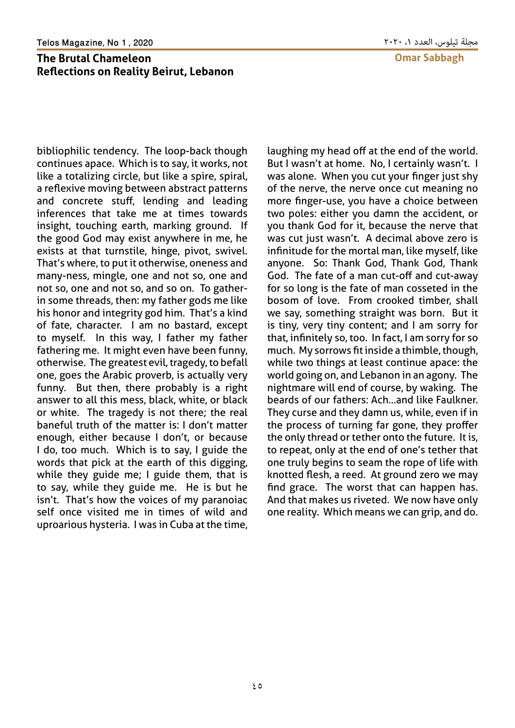bibliophilic tendency. The loop-back though continues apace. Which is to say, it works, not like a totalizing circle, but like a spire, spiral, a reflexive moving between abstract patterns and concrete stuff, lending and leading inferences that take me at times towards insight, touching earth, marking ground. If the good God may exist anywhere in me, he exists at that turnstile, hinge, pivot, swivel. That's where, to put it otherwise, oneness and many-ness, mingle, one and not so, one and not so, one and not so, and so on. To gather-in some threads, then: my father gods me like his honor and integrity god him. That's a kind of fate, character. I am no bastard, except to myself. In this way, I father my father fathering me. It might even have been funny, otherwise. The greatest evil, tragedy, to befall one, goes the Arabic proverb, is actually very funny. But then, there probably is a right answer to all this mess, black, white, or black or white. The tragedy is not there; the real baneful truth of the matter is: I don't matter enough, either because I don't, or because I do, too much. Which is to say, I guide the words that pick at the earth of this digging, while they guide me; I guide them, that is to say, while they guide me. He is but he isn't. That's how the voices of my paranoiac self once visited me in times of wild and uproarious hysteria. I was in Cuba at the time, laughing my head off at the end of the world. But I wasn't at home. No, I certainly wasn't. I was alone. When you cut your finger just shy of the nerve, the nerve once cut meaning no more finger-use, you have a choice between two poles: either you damn the accident, or you thank God for it, because the nerve that was cut just wasn't. A decimal above zero is infinitude for the mortal man, like myself, like anyone. So: Thank God, Thank God, Thank God. The fate of a man cut-off and cut-away for so long is the fate of man cosseted in the bosom of love. From crooked timber, shall we say, something straight was born. But it is tiny, very tiny content; and I am sorry for that, infinitely so, too. In fact, I am sorry for so much. My sorrows fit inside a thimble, though, while two things at least continue apace: the world going on, and Lebanon in an agony. The nightmare will end of course, by waking. The beards of our fathers: Ach…and like Faulkner. They curse and they damn us, while, even if in the process of turning far gone, they proffer the only thread or tether onto the future. It is, to repeat, only at the end of one's tether that one truly begins to seam the rope of life with knotted flesh, a reed. At ground zero we may find grace. The worst that can happen has. And that makes us riveted. We now have only one reality. Which means we can grip, and do.